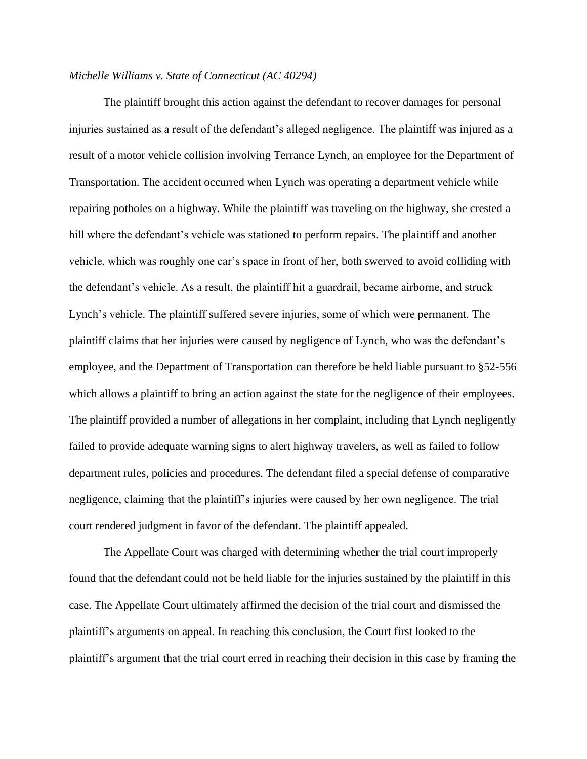*Michelle Williams v. State of Connecticut (AC 40294)*

The plaintiff brought this action against the defendant to recover damages for personal injuries sustained as a result of the defendant's alleged negligence. The plaintiff was injured as a result of a motor vehicle collision involving Terrance Lynch, an employee for the Department of Transportation. The accident occurred when Lynch was operating a department vehicle while repairing potholes on a highway. While the plaintiff was traveling on the highway, she crested a hill where the defendant's vehicle was stationed to perform repairs. The plaintiff and another vehicle, which was roughly one car's space in front of her, both swerved to avoid colliding with the defendant's vehicle. As a result, the plaintiff hit a guardrail, became airborne, and struck Lynch's vehicle. The plaintiff suffered severe injuries, some of which were permanent. The plaintiff claims that her injuries were caused by negligence of Lynch, who was the defendant's employee, and the Department of Transportation can therefore be held liable pursuant to §52-556 which allows a plaintiff to bring an action against the state for the negligence of their employees. The plaintiff provided a number of allegations in her complaint, including that Lynch negligently failed to provide adequate warning signs to alert highway travelers, as well as failed to follow department rules, policies and procedures. The defendant filed a special defense of comparative negligence, claiming that the plaintiff's injuries were caused by her own negligence. The trial court rendered judgment in favor of the defendant. The plaintiff appealed.

The Appellate Court was charged with determining whether the trial court improperly found that the defendant could not be held liable for the injuries sustained by the plaintiff in this case. The Appellate Court ultimately affirmed the decision of the trial court and dismissed the plaintiff's arguments on appeal. In reaching this conclusion, the Court first looked to the plaintiff's argument that the trial court erred in reaching their decision in this case by framing the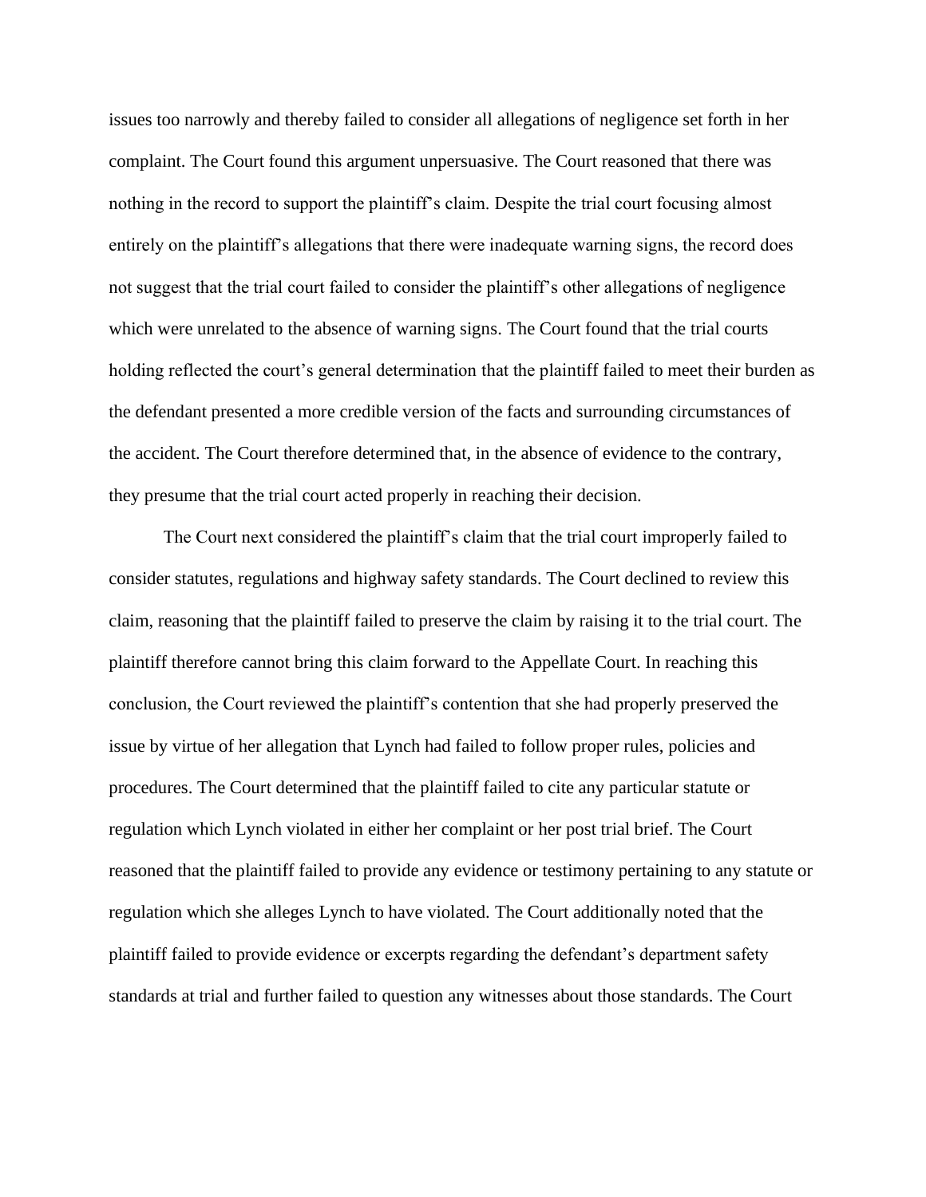issues too narrowly and thereby failed to consider all allegations of negligence set forth in her complaint. The Court found this argument unpersuasive. The Court reasoned that there was nothing in the record to support the plaintiff's claim. Despite the trial court focusing almost entirely on the plaintiff's allegations that there were inadequate warning signs, the record does not suggest that the trial court failed to consider the plaintiff's other allegations of negligence which were unrelated to the absence of warning signs. The Court found that the trial courts holding reflected the court's general determination that the plaintiff failed to meet their burden as the defendant presented a more credible version of the facts and surrounding circumstances of the accident. The Court therefore determined that, in the absence of evidence to the contrary, they presume that the trial court acted properly in reaching their decision.

The Court next considered the plaintiff's claim that the trial court improperly failed to consider statutes, regulations and highway safety standards. The Court declined to review this claim, reasoning that the plaintiff failed to preserve the claim by raising it to the trial court. The plaintiff therefore cannot bring this claim forward to the Appellate Court. In reaching this conclusion, the Court reviewed the plaintiff's contention that she had properly preserved the issue by virtue of her allegation that Lynch had failed to follow proper rules, policies and procedures. The Court determined that the plaintiff failed to cite any particular statute or regulation which Lynch violated in either her complaint or her post trial brief. The Court reasoned that the plaintiff failed to provide any evidence or testimony pertaining to any statute or regulation which she alleges Lynch to have violated. The Court additionally noted that the plaintiff failed to provide evidence or excerpts regarding the defendant's department safety standards at trial and further failed to question any witnesses about those standards. The Court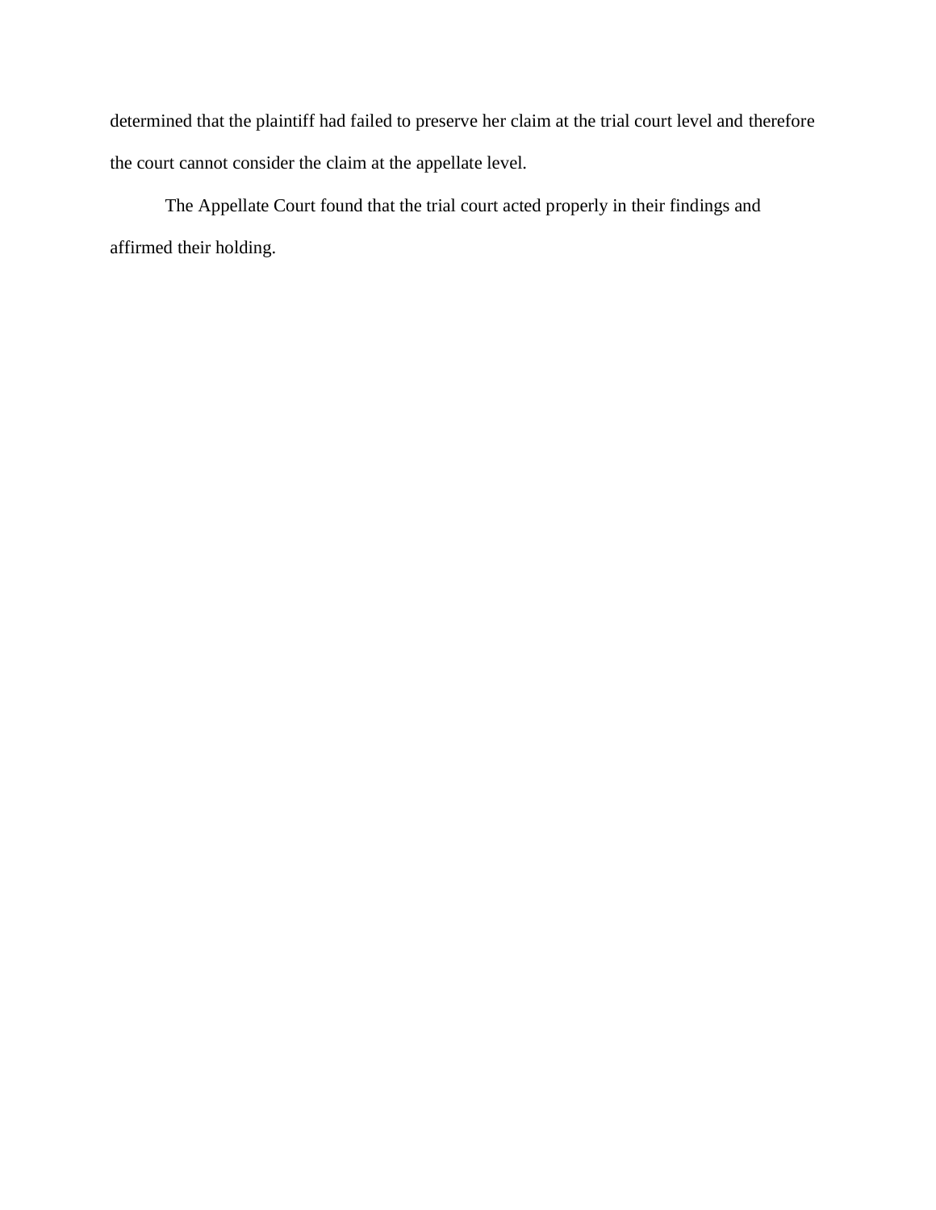determined that the plaintiff had failed to preserve her claim at the trial court level and therefore the court cannot consider the claim at the appellate level.

The Appellate Court found that the trial court acted properly in their findings and affirmed their holding.